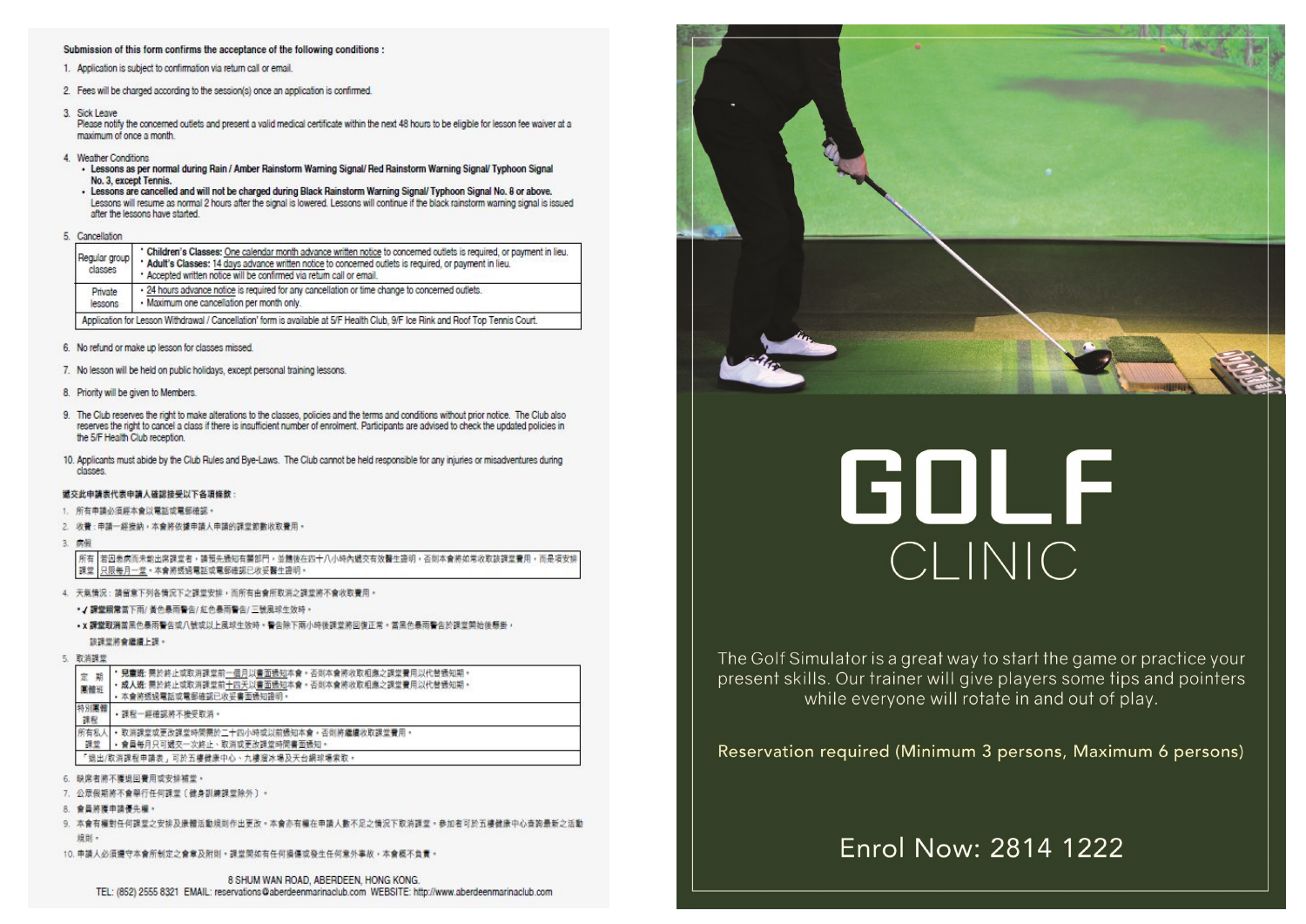**Submission of this form confirms the acceptance of the following conditions :**

1. Application is subject to confirmation via return call or email.
2. Fees will be charged according to the session(s) once an application is confirmed.
3. Sick Leave
   Please notify the concerned outlets and present a valid medical certificate within the next 48 hours to be eligible for lesson fee waiver at a maximum of once a month.
4. Weather Conditions
   - **Lessons as per normal during Rain / Amber Rainstorm Warning Signal/ Red Rainstorm Warning Signal/ Typhoon Signal No. 3, except Tennis.**
   - **Lessons are cancelled and will not be charged during Black Rainstorm Warning Signal/ Typhoon Signal No. 8 or above.**
     Lessons will resume as normal 2 hours after the signal is lowered. Lessons will continue if the black rainstorm warning signal is issued after the lessons have started.
5. Cancellation

| | |
|---|---|
| Regular group classes | • **Children's Classes:** One calendar month advance written notice to concerned outlets is required, or payment in lieu.<br>• **Adult's Classes:** 14 days advance written notice to concerned outlets is required, or payment in lieu.<br>• Accepted written notice will be confirmed via return call or email. |
| Private lessons | • 24 hours advance notice is required for any cancellation or time change to concerned outlets.<br>• Maximum one cancellation per month only. |
| Application for Lesson Withdrawal / Cancellation' form is available at 5/F Health Club, 9/F Ice Rink and Roof Top Tennis Court. | |

6. No refund or make up lesson for classes missed.
7. No lesson will be held on public holidays, except personal training lessons.
8. Priority will be given to Members.
9. The Club reserves the right to make alterations to the classes, policies and the terms and conditions without prior notice. The Club also reserves the right to cancel a class if there is insufficient number of enrolment. Participants are advised to check the updated policies in the 5/F Health Club reception.
10. Applicants must abide by the Club Rules and Bye-Laws. The Club cannot be held responsible for any injuries or misadventures during classes.

**遞交此申請表代表申請人確認接受以下各項條款：**

1. 所有申請必須經本會以電話或電郵確認。
2. 收費：申請一經接納，本會將依據申請人申請的課堂節數收取費用。
3. 病假

| | |
|---|---|
| 所有課堂 | 若因患病而未能出席課堂者，請預先通知有關部門，並隨後在四十八小時內遞交有效醫生證明，否則本會將如常收取該課堂費用。而是項安排只限每月一堂。本會將透過電話或電郵確認已收妥醫生證明。 |

4. 天氣情況：請留意下列各情況下之課堂安排，而所有由會所取消之課堂將不會收取費用。
   - ✓ **課堂照常當下雨/ 黃色暴雨警告/ 紅色暴雨警告/ 三號風球生效時。**
   - ✗ **課堂取消當黑色暴雨警告或八號或以上風球生效時。**警告除下兩小時後課堂將回復正常。當黑色暴雨警告於課堂開始後懸掛，該課堂將會繼續上課。
5. 取消課堂

| | |
|---|---|
| 定期團體班 | • **兒童班：**需於終止或取消課堂前一個月以書面通知本會，否則本會將收取相應之課堂費用以代替通知期。<br>• **成人班：**需於終止或取消課堂前十四天以書面通知本會，否則本會將收取相應之課堂費用以代替通知期。<br>• 本會將透過電話或電郵確認已收妥書面通知證明。 |
| 特別團體課程 | • 課程一經確認將不接受取消。 |
| 所有私人課堂 | • 取消課堂或更改課堂時間需於二十四小時或以前通知本會，否則將繼續收取課堂費用。<br>• 會員每月只可遞交一次終止、取消或更改課堂時間書面通知。 |
| 「退出/取消課程申請表」可於五樓健康中心、九樓溜冰場及天台網球場索取。 | |

6. 缺席者將不獲退回費用或安排補堂。
7. 公眾假期將不會舉行任何課堂（健身訓練課堂除外）。
8. 會員將獲申請優先權。
9. 本會有權對任何課堂之安排及康體活動規則作出更改。本會亦有權在申請人數不足之情況下取消課堂。參加者可於五樓健康中心查詢最新之活動規則。
10. 申請人必須遵守本會所制定之會章及附則。課堂期間有任何損傷或發生任何意外事故，本會概不負責。

8 SHUM WAN ROAD, ABERDEEN, HONG KONG.
TEL: (852) 2555 8321 EMAIL: reservations@aberdeenmarinaclub.com WEBSITE: http://www.aberdeenmarinaclub.com

# GOLF CLINIC

The Golf Simulator is a great way to start the game or practice your present skills. Our trainer will give players some tips and pointers while everyone will rotate in and out of play.

Reservation required (Minimum 3 persons, Maximum 6 persons)

Enrol Now: 2814 1222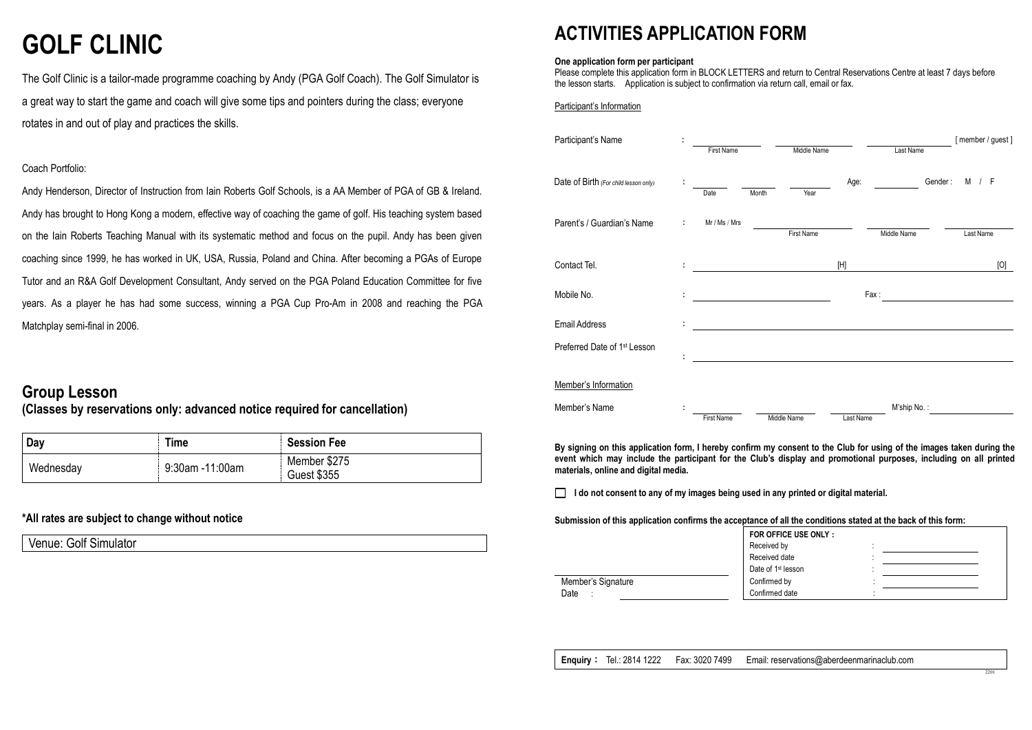# GOLF CLINIC

The Golf Clinic is a tailor-made programme coaching by Andy (PGA Golf Coach). The Golf Simulator is a great way to start the game and coach will give some tips and pointers during the class; everyone rotates in and out of play and practices the skills.

Coach Portfolio:

Andy Henderson, Director of Instruction from Iain Roberts Golf Schools, is a AA Member of PGA of GB & Ireland. Andy has brought to Hong Kong a modern, effective way of coaching the game of golf. His teaching system based on the Iain Roberts Teaching Manual with its systematic method and focus on the pupil. Andy has been given coaching since 1999, he has worked in UK, USA, Russia, Poland and China. After becoming a PGAs of Europe Tutor and an R&A Golf Development Consultant, Andy served on the PGA Poland Education Committee for five years. As a player he has had some success, winning a PGA Cup Pro-Am in 2008 and reaching the PGA Matchplay semi-final in 2006.

## Group Lesson

**(Classes by reservations only: advanced notice required for cancellation)**

| Day | Time | Session Fee |
|---|---|---|
| Wednesday | 9:30am -11:00am | Member $275<br>Guest $355 |

**\*All rates are subject to change without notice**

Venue: Golf Simulator

# ACTIVITIES APPLICATION FORM

**One application form per participant**

Please complete this application form in BLOCK LETTERS and return to Central Reservations Centre at least 7 days before the lesson starts. Application is subject to confirmation via return call, email or fax.

Participant's Information

Participant's Name : ________ First Name ________ Middle Name ________ Last Name [ member / guest ]

Date of Birth *(For child lesson only)* : ____ Date ____ Month ____ Year Age: ________ Gender : M / F

Parent's / Guardian's Name : Mr / Ms / Mrs ________ First Name ________ Middle Name ________ Last Name

Contact Tel. : ________ [H] ________ [O]

Mobile No. : ________ Fax : ________

Email Address : ________

Preferred Date of 1st Lesson : ________

Member's Information

Member's Name : ________ First Name ________ Middle Name ________ Last Name M'ship No. : ________

**By signing on this application form, I hereby confirm my consent to the Club for using of the images taken during the event which may include the participant for the Club's display and promotional purposes, including on all printed materials, online and digital media.**

☐ **I do not consent to any of my images being used in any printed or digital material.**

**Submission of this application confirms the acceptance of all the conditions stated at the back of this form:**

________
Member's Signature
Date : ________

**FOR OFFICE USE ONLY :**

Received by : ________
Received date : ________
Date of 1st lesson : ________
Confirmed by : ________
Confirmed date :

**Enquiry：** Tel.: 2814 1222 Fax: 3020 7499 Email: reservations@aberdeenmarinaclub.com

2201